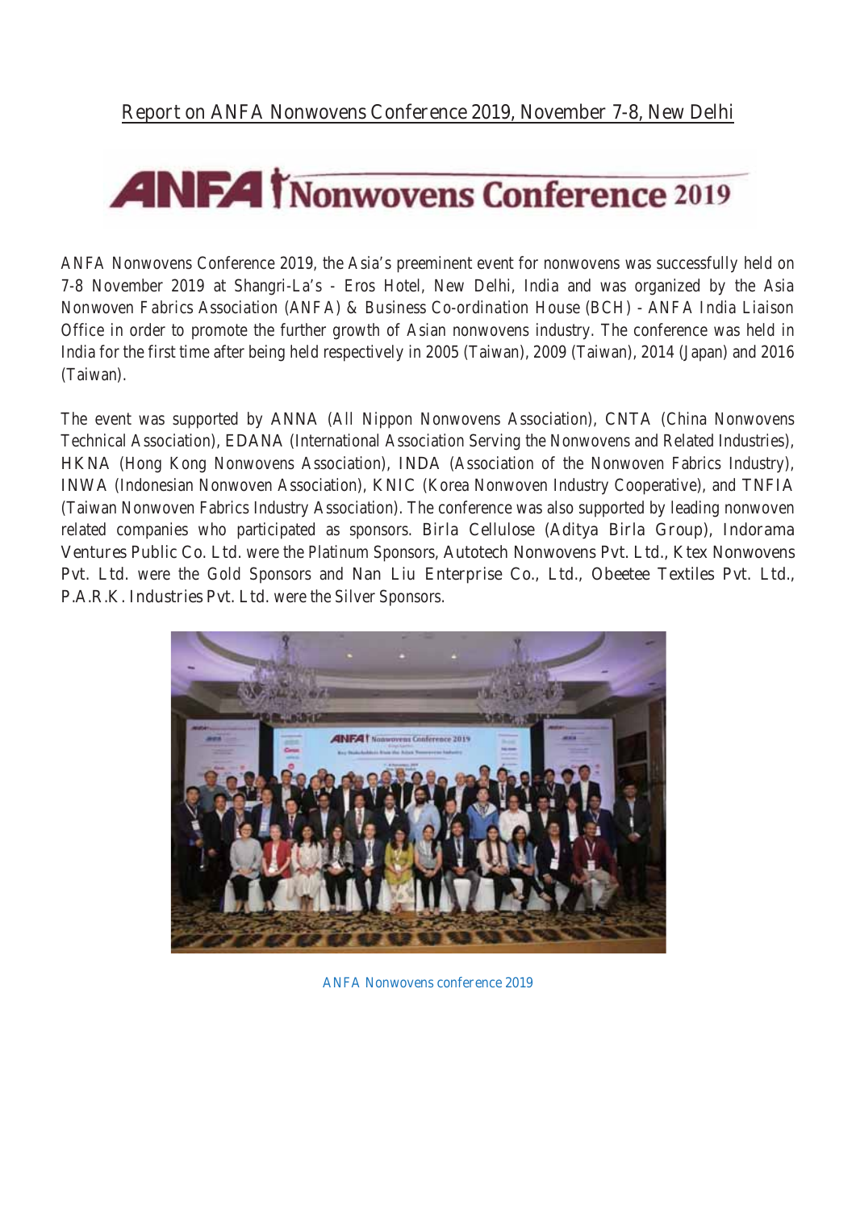# Report on ANFA Nonwovens Conference 2019, November 7-8, New Delhi

ANFA Nonwovens Conference 2019, the Asia's preeminent event for nonwovens was successfully held on 7-8 November 2019 at Shangri-La's - Eros Hotel, New Delhi, India and was organized by the Asia Nonwoven Fabrics Association (ANFA) & Business Co-ordination House (BCH) - ANFA India Liaison Office in order to promote the further growth of Asian nonwovens industry. The conference was held in India for the first time after being held respectively in 2005 (Taiwan), 2009 (Taiwan), 2014 (Japan) and 2016 (Taiwan).

The event was supported by ANNA (All Nippon Nonwovens Association), CNTA (China Nonwovens Technical Association), EDANA (International Association Serving the Nonwovens and Related Industries), HKNA (Hong Kong Nonwovens Association), INDA (Association of the Nonwoven Fabrics Industry), INWA (Indonesian Nonwoven Association), KNIC (Korea Nonwoven Industry Cooperative), and TNFIA (Taiwan Nonwoven Fabrics Industry Association). The conference was also supported by leading nonwoven related companies who participated as sponsors. Birla Cellulose (Aditya Birla Group), Indorama Ventures Public Co. Ltd. were the Platinum Sponsors, Autotech Nonwovens Pvt. Ltd., Ktex Nonwovens Pvt. Ltd. were the Gold Sponsors and Nan Liu Enterprise Co., Ltd., Obeetee Textiles Pvt. Ltd., P.A.R.K. Industries Pvt. Ltd. were the Silver Sponsors.

ANFA Nonwovens conference 2019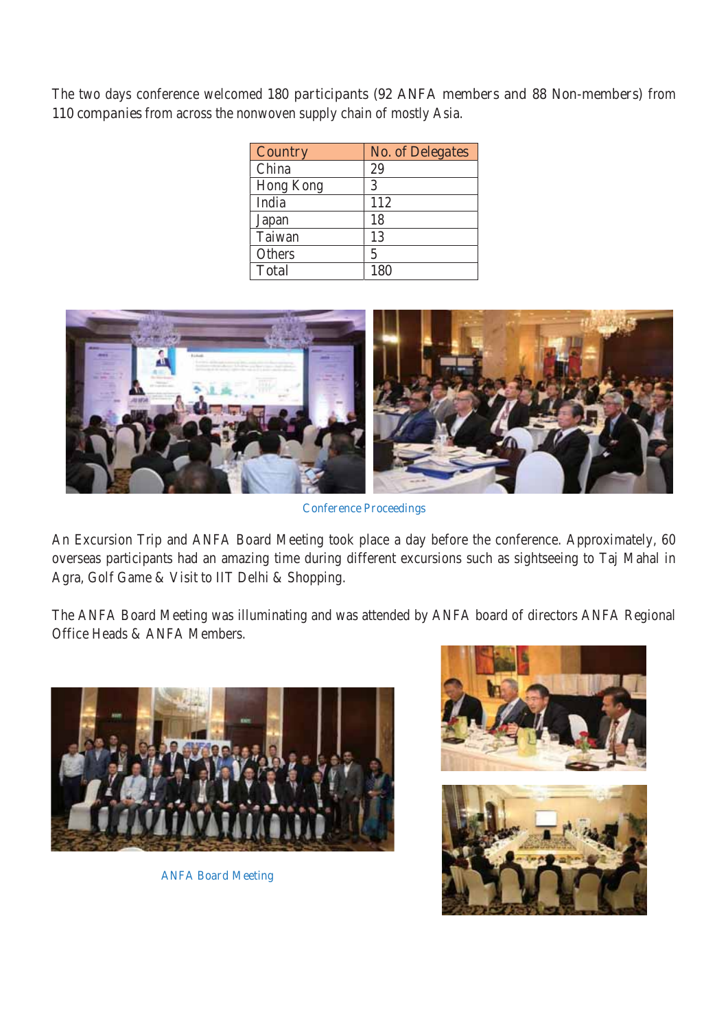The two days conference welcomed 180 participants (92 ANFA members and 88 Non-members) from 110 companies from across the nonwoven supply chain of mostly Asia.

| Country | No. of Delegates |
|---|---|
| China | 29 |
| Hong Kong | 3 |
| India | 112 |
| Japan | 18 |
| Taiwan | 13 |
| Others | 5 |
| Total | 180 |

Conference Proceedings

An Excursion Trip and ANFA Board Meeting took place a day before the conference. Approximately, 60 overseas participants had an amazing time during different excursions such as sightseeing to Taj Mahal in Agra, Golf Game & Visit to IIT Delhi & Shopping.

The ANFA Board Meeting was illuminating and was attended by ANFA board of directors ANFA Regional Office Heads & ANFA Members.

ANFA Board Meeting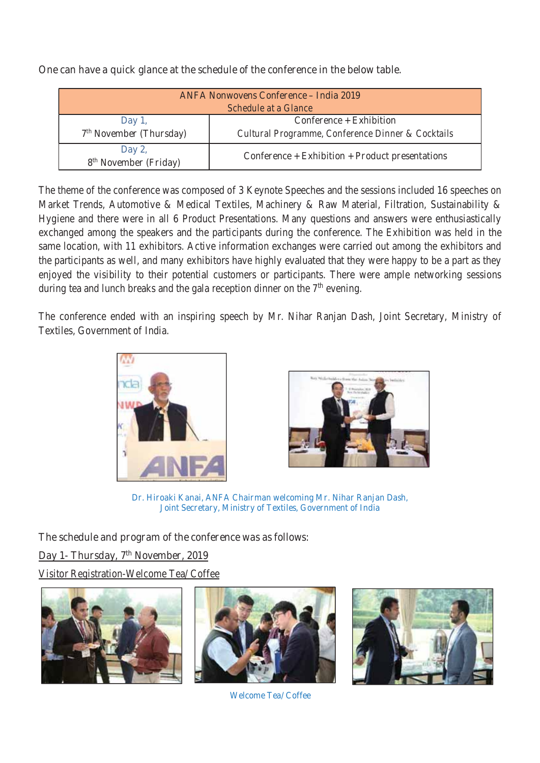One can have a quick glance at the schedule of the conference in the below table.

| ANFA Nonwovens Conference – India 2019<br>Schedule at a Glance | |
|---|---|
| Day 1,<br>7th November (Thursday) | Conference + Exhibition<br>Cultural Programme, Conference Dinner & Cocktails |
| Day 2,<br>8th November (Friday) | Conference + Exhibition + Product presentations |

The theme of the conference was composed of 3 Keynote Speeches and the sessions included 16 speeches on Market Trends, Automotive & Medical Textiles, Machinery & Raw Material, Filtration, Sustainability & Hygiene and there were in all 6 Product Presentations. Many questions and answers were enthusiastically exchanged among the speakers and the participants during the conference. The Exhibition was held in the same location, with 11 exhibitors. Active information exchanges were carried out among the exhibitors and the participants as well, and many exhibitors have highly evaluated that they were happy to be a part as they enjoyed the visibility to their potential customers or participants. There were ample networking sessions during tea and lunch breaks and the gala reception dinner on the 7th evening.

The conference ended with an inspiring speech by Mr. Nihar Ranjan Dash, Joint Secretary, Ministry of Textiles, Government of India.

Dr. Hiroaki Kanai, ANFA Chairman welcoming Mr. Nihar Ranjan Dash, Joint Secretary, Ministry of Textiles, Government of India

The schedule and program of the conference was as follows:

Day 1- Thursday, 7th November, 2019

Visitor Registration-Welcome Tea/Coffee

Welcome Tea/Coffee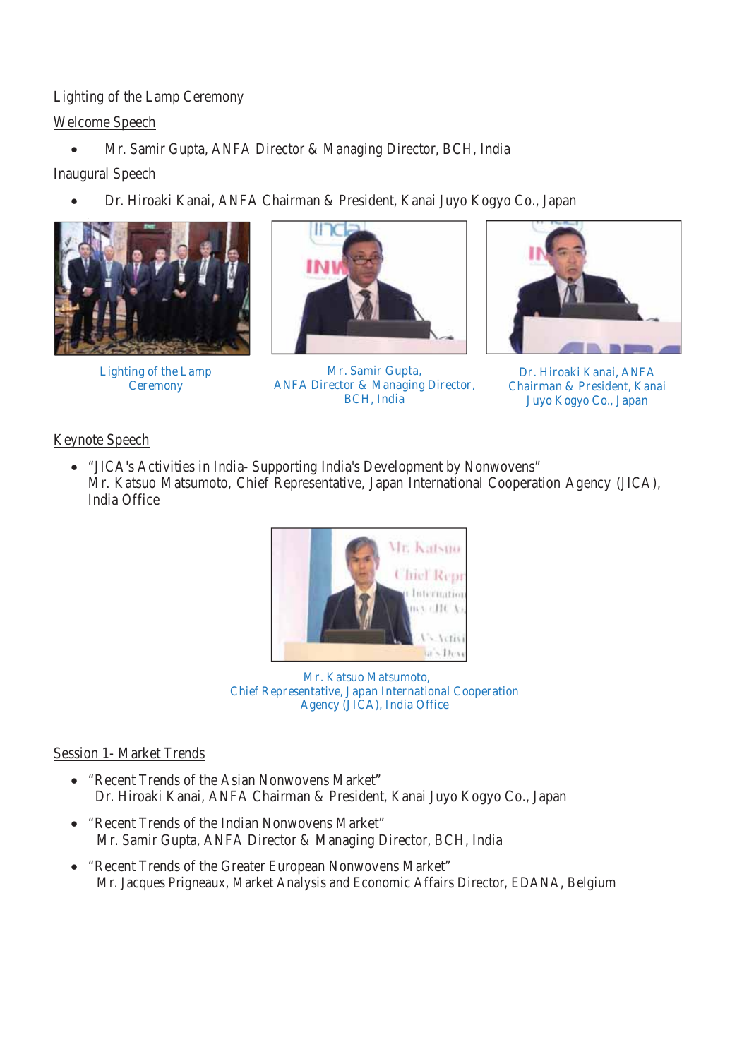Lighting of the Lamp Ceremony

Welcome Speech

- Mr. Samir Gupta, ANFA Director & Managing Director, BCH, India

Inaugural Speech

- Dr. Hiroaki Kanai, ANFA Chairman & President, Kanai Juyo Kogyo Co., Japan

Lighting of the Lamp Ceremony

Mr. Samir Gupta, ANFA Director & Managing Director, BCH, India

Dr. Hiroaki Kanai, ANFA Chairman & President, Kanai Juyo Kogyo Co., Japan

Keynote Speech

- "JICA's Activities in India- Supporting India's Development by Nonwovens"
  Mr. Katsuo Matsumoto, Chief Representative, Japan International Cooperation Agency (JICA), India Office

Mr. Katsuo Matsumoto, Chief Representative, Japan International Cooperation Agency (JICA), India Office

Session 1- Market Trends

- "Recent Trends of the Asian Nonwovens Market"
  Dr. Hiroaki Kanai, ANFA Chairman & President, Kanai Juyo Kogyo Co., Japan
- "Recent Trends of the Indian Nonwovens Market"
  Mr. Samir Gupta, ANFA Director & Managing Director, BCH, India
- "Recent Trends of the Greater European Nonwovens Market"
  Mr. Jacques Prigneaux, Market Analysis and Economic Affairs Director, EDANA, Belgium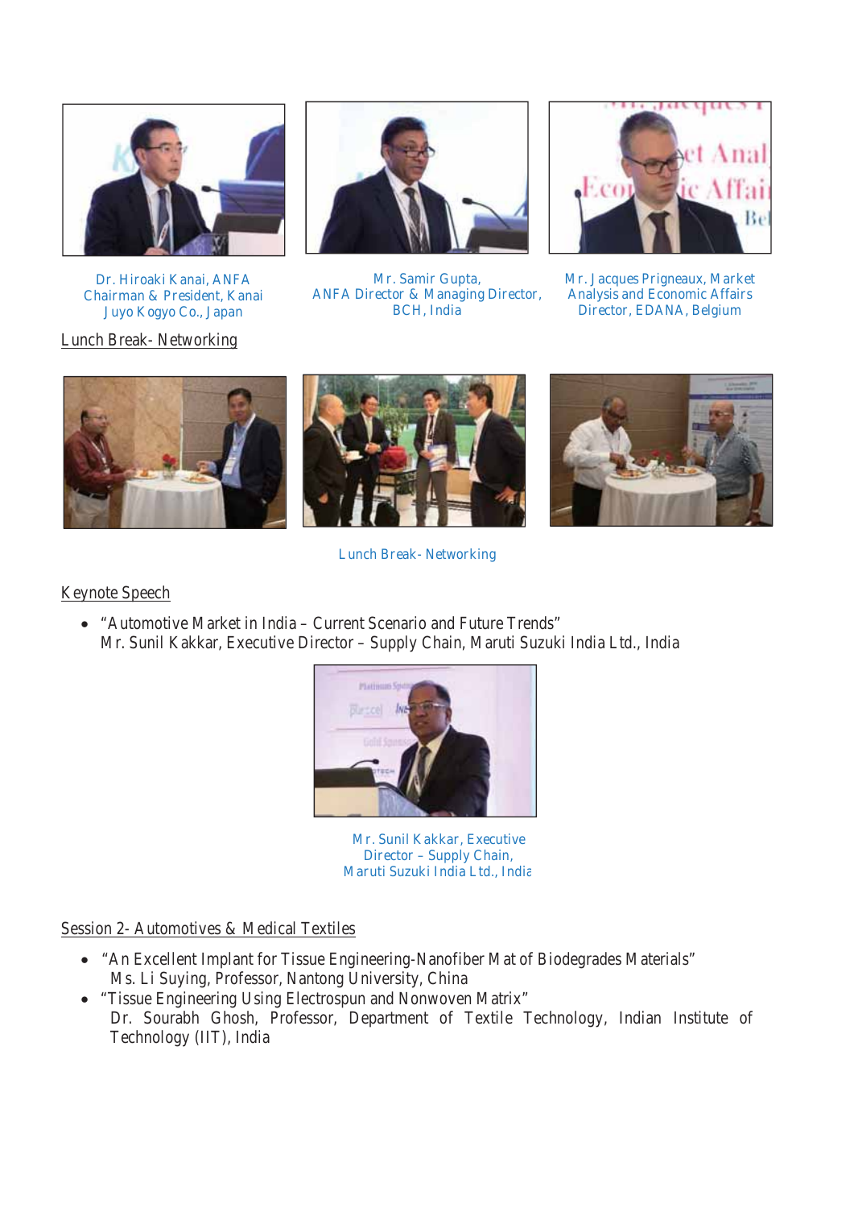Dr. Hiroaki Kanai, ANFA Chairman & President, Kanai Juyo Kogyo Co., Japan

Mr. Samir Gupta, ANFA Director & Managing Director, BCH, India

Mr. Jacques Prigneaux, Market Analysis and Economic Affairs Director, EDANA, Belgium

Lunch Break- Networking

Lunch Break- Networking

Keynote Speech

- "Automotive Market in India – Current Scenario and Future Trends"
  Mr. Sunil Kakkar, Executive Director – Supply Chain, Maruti Suzuki India Ltd., India

Mr. Sunil Kakkar, Executive Director – Supply Chain, Maruti Suzuki India Ltd., India

Session 2- Automotives & Medical Textiles

- "An Excellent Implant for Tissue Engineering-Nanofiber Mat of Biodegrades Materials"
  Ms. Li Suying, Professor, Nantong University, China
- "Tissue Engineering Using Electrospun and Nonwoven Matrix"
  Dr. Sourabh Ghosh, Professor, Department of Textile Technology, Indian Institute of Technology (IIT), India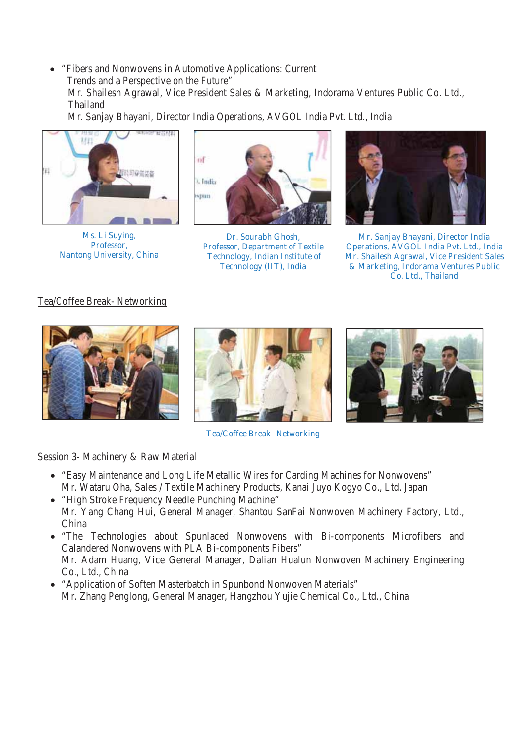- "Fibers and Nonwovens in Automotive Applications: Current Trends and a Perspective on the Future"
  Mr. Shailesh Agrawal, Vice President Sales & Marketing, Indorama Ventures Public Co. Ltd., Thailand
  Mr. Sanjay Bhayani, Director India Operations, AVGOL India Pvt. Ltd., India

Ms. Li Suying, Professor, Nantong University, China

Dr. Sourabh Ghosh, Professor, Department of Textile Technology, Indian Institute of Technology (IIT), India

Mr. Sanjay Bhayani, Director India Operations, AVGOL India Pvt. Ltd., India
Mr. Shailesh Agrawal, Vice President Sales & Marketing, Indorama Ventures Public Co. Ltd., Thailand

Tea/Coffee Break- Networking

Tea/Coffee Break- Networking

Session 3- Machinery & Raw Material

- "Easy Maintenance and Long Life Metallic Wires for Carding Machines for Nonwovens"
  Mr. Wataru Oha, Sales / Textile Machinery Products, Kanai Juyo Kogyo Co., Ltd. Japan
- "High Stroke Frequency Needle Punching Machine"
  Mr. Yang Chang Hui, General Manager, Shantou SanFai Nonwoven Machinery Factory, Ltd., China
- "The Technologies about Spunlaced Nonwovens with Bi-components Microfibers and Calandered Nonwovens with PLA Bi-components Fibers"
  Mr. Adam Huang, Vice General Manager, Dalian Hualun Nonwoven Machinery Engineering Co., Ltd., China
- "Application of Soften Masterbatch in Spunbond Nonwoven Materials"
  Mr. Zhang Penglong, General Manager, Hangzhou Yujie Chemical Co., Ltd., China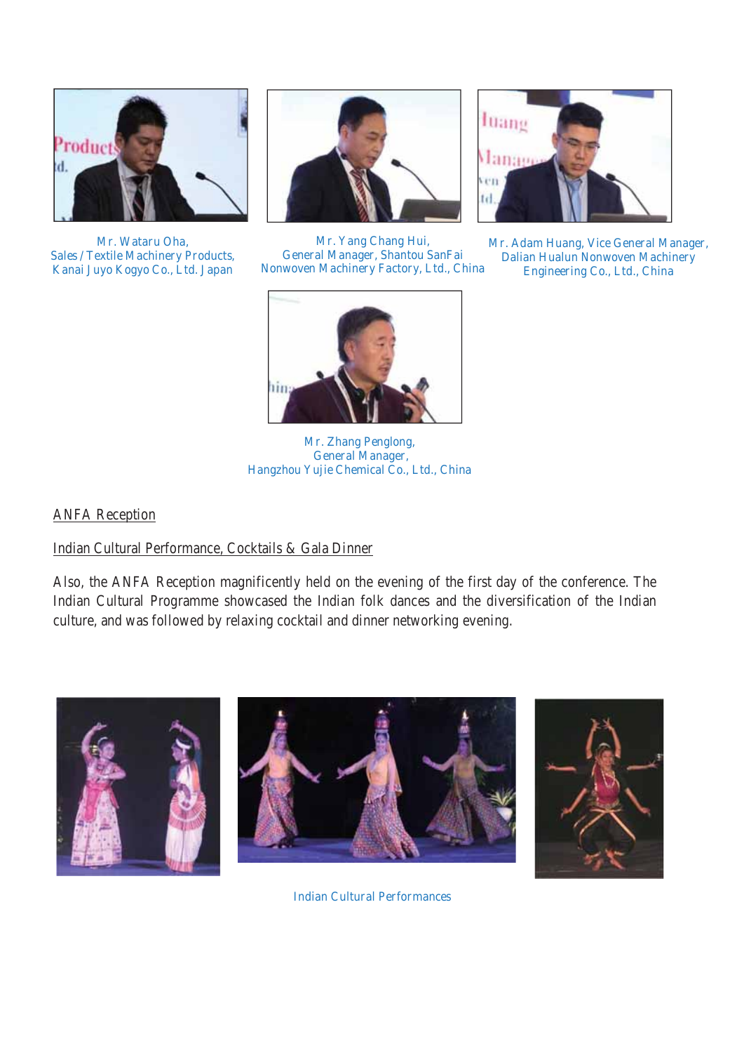Mr. Wataru Oha,
Sales / Textile Machinery Products,
Kanai Juyo Kogyo Co., Ltd. Japan

Mr. Yang Chang Hui,
General Manager, Shantou SanFai
Nonwoven Machinery Factory, Ltd., China

Mr. Adam Huang, Vice General Manager,
Dalian Hualun Nonwoven Machinery
Engineering Co., Ltd., China

Mr. Zhang Penglong,
General Manager,
Hangzhou Yujie Chemical Co., Ltd., China

ANFA Reception

Indian Cultural Performance, Cocktails & Gala Dinner

Also, the ANFA Reception magnificently held on the evening of the first day of the conference. The Indian Cultural Programme showcased the Indian folk dances and the diversification of the Indian culture, and was followed by relaxing cocktail and dinner networking evening.

Indian Cultural Performances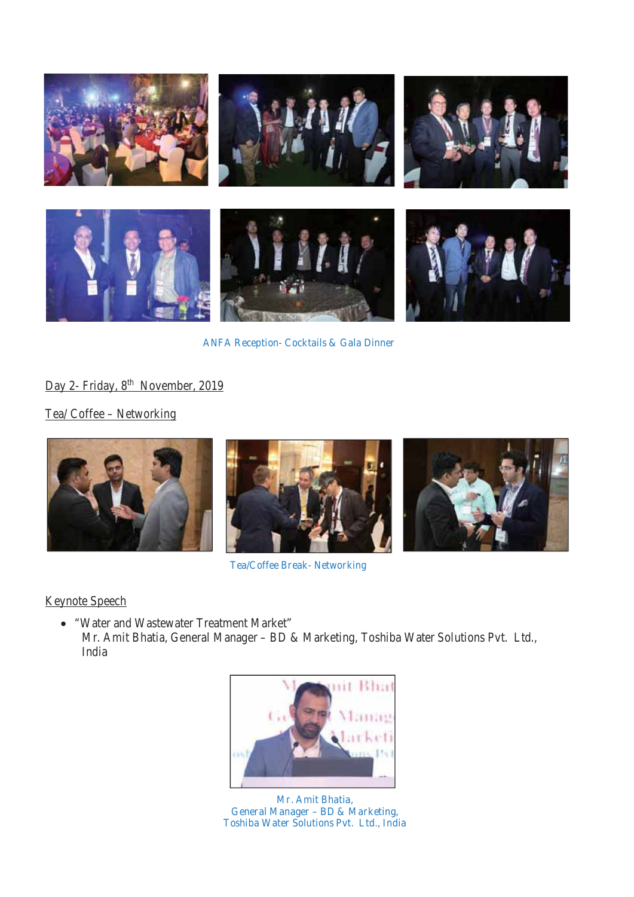ANFA Reception- Cocktails & Gala Dinner

Day 2- Friday, 8th November, 2019

Tea/ Coffee – Networking

Tea/Coffee Break- Networking

Keynote Speech

- "Water and Wastewater Treatment Market"
  Mr. Amit Bhatia, General Manager – BD & Marketing, Toshiba Water Solutions Pvt. Ltd., India

Mr. Amit Bhatia,
General Manager – BD & Marketing,
Toshiba Water Solutions Pvt. Ltd., India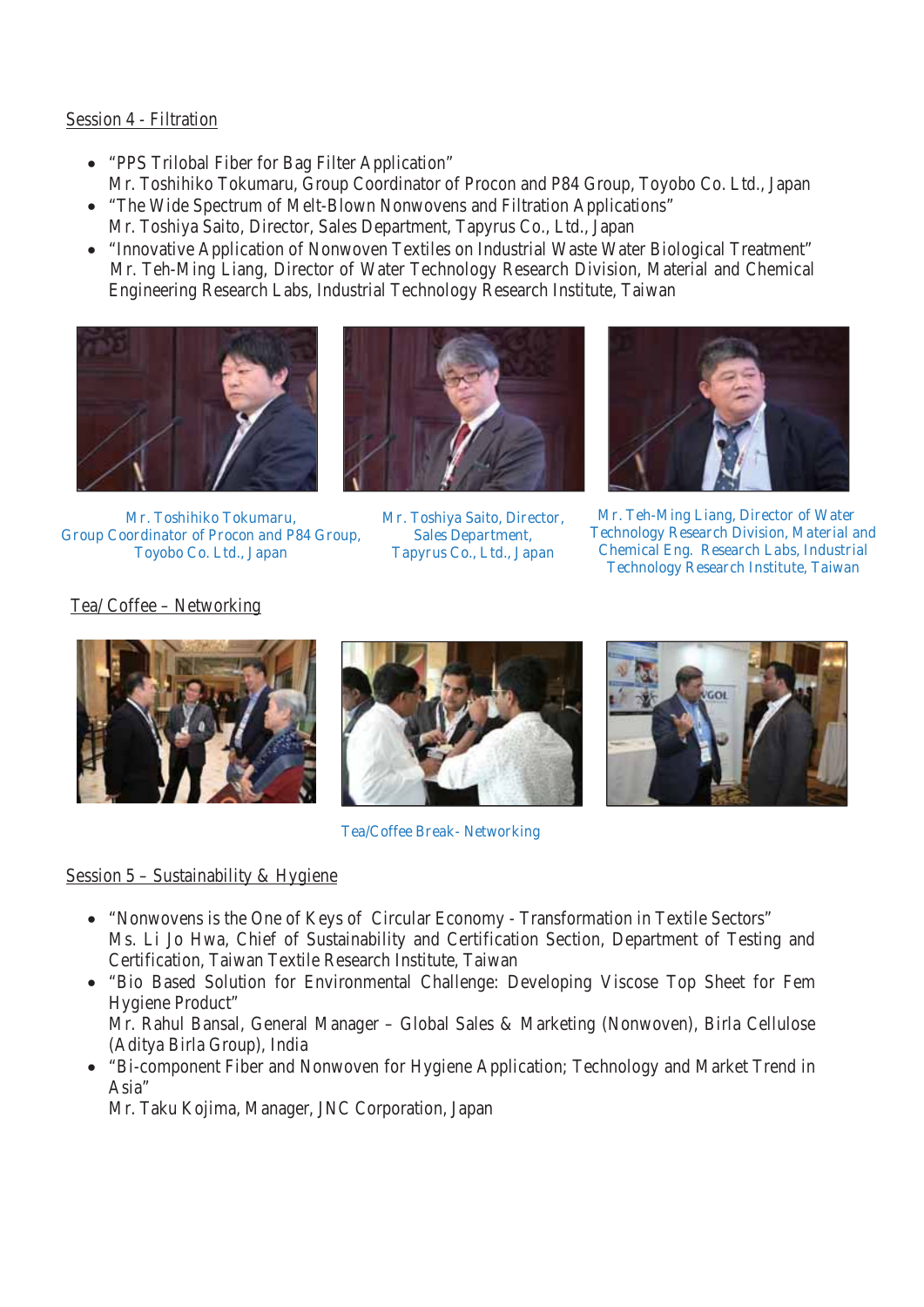Session 4 - Filtration

- "PPS Trilobal Fiber for Bag Filter Application"
  Mr. Toshihiko Tokumaru, Group Coordinator of Procon and P84 Group, Toyobo Co. Ltd., Japan
- "The Wide Spectrum of Melt-Blown Nonwovens and Filtration Applications"
  Mr. Toshiya Saito, Director, Sales Department, Tapyrus Co., Ltd., Japan
- "Innovative Application of Nonwoven Textiles on Industrial Waste Water Biological Treatment"
  Mr. Teh-Ming Liang, Director of Water Technology Research Division, Material and Chemical Engineering Research Labs, Industrial Technology Research Institute, Taiwan

Mr. Toshihiko Tokumaru, Group Coordinator of Procon and P84 Group, Toyobo Co. Ltd., Japan

Mr. Toshiya Saito, Director, Sales Department, Tapyrus Co., Ltd., Japan

Mr. Teh-Ming Liang, Director of Water Technology Research Division, Material and Chemical Eng. Research Labs, Industrial Technology Research Institute, Taiwan

Tea/Coffee – Networking

Tea/Coffee Break- Networking

Session 5 – Sustainability & Hygiene

- "Nonwovens is the One of Keys of Circular Economy - Transformation in Textile Sectors"
  Ms. Li Jo Hwa, Chief of Sustainability and Certification Section, Department of Testing and Certification, Taiwan Textile Research Institute, Taiwan
- "Bio Based Solution for Environmental Challenge: Developing Viscose Top Sheet for Fem Hygiene Product"
  Mr. Rahul Bansal, General Manager – Global Sales & Marketing (Nonwoven), Birla Cellulose (Aditya Birla Group), India
- "Bi-component Fiber and Nonwoven for Hygiene Application; Technology and Market Trend in Asia"
  Mr. Taku Kojima, Manager, JNC Corporation, Japan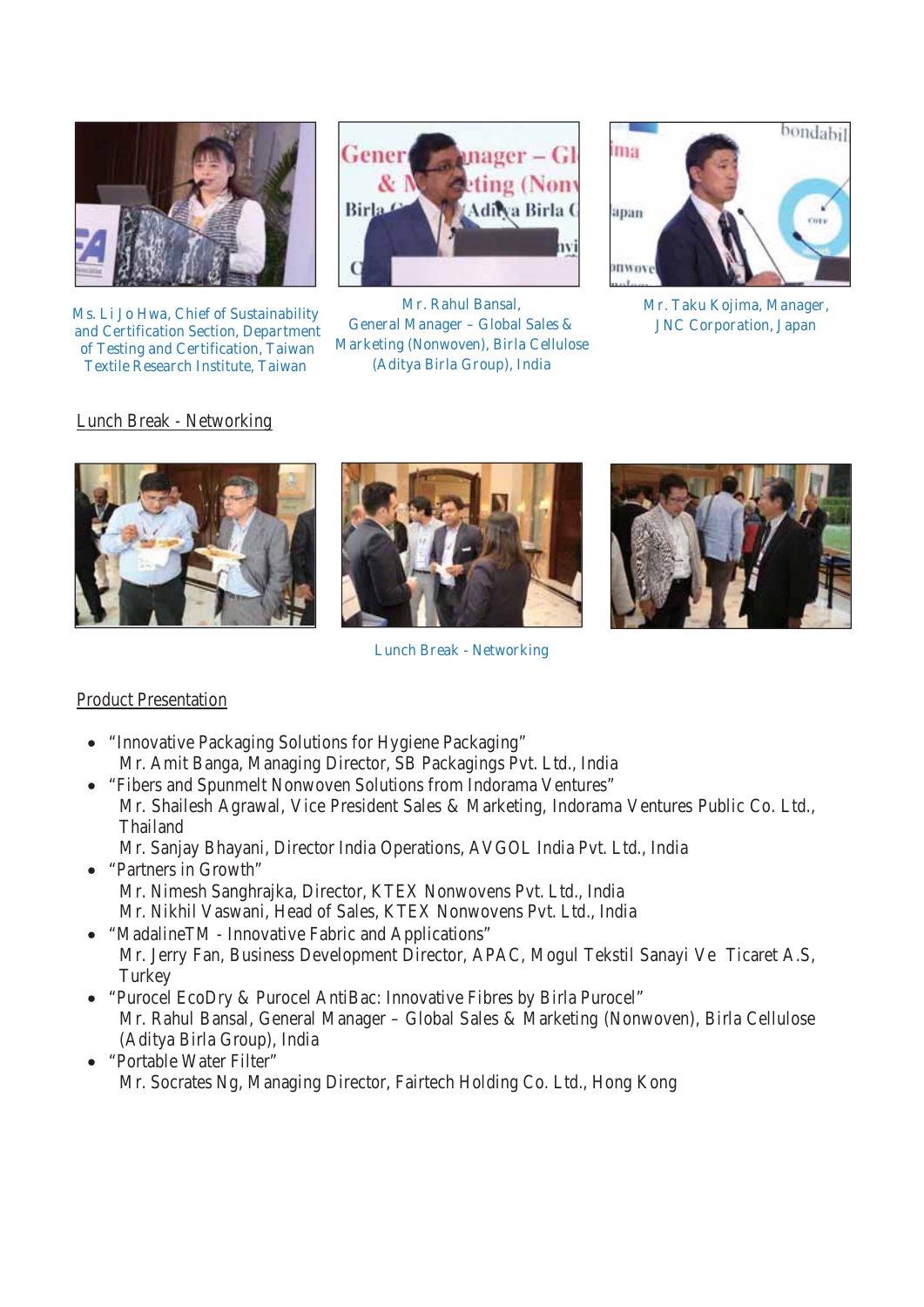Ms. Li Jo Hwa, Chief of Sustainability and Certification Section, Department of Testing and Certification, Taiwan Textile Research Institute, Taiwan

Mr. Rahul Bansal, General Manager – Global Sales & Marketing (Nonwoven), Birla Cellulose (Aditya Birla Group), India

Mr. Taku Kojima, Manager, JNC Corporation, Japan

Lunch Break - Networking

Lunch Break - Networking

Product Presentation

- "Innovative Packaging Solutions for Hygiene Packaging"
  Mr. Amit Banga, Managing Director, SB Packagings Pvt. Ltd., India
- "Fibers and Spunmelt Nonwoven Solutions from Indorama Ventures"
  Mr. Shailesh Agrawal, Vice President Sales & Marketing, Indorama Ventures Public Co. Ltd., Thailand
  Mr. Sanjay Bhayani, Director India Operations, AVGOL India Pvt. Ltd., India
- "Partners in Growth"
  Mr. Nimesh Sanghrajka, Director, KTEX Nonwovens Pvt. Ltd., India
  Mr. Nikhil Vaswani, Head of Sales, KTEX Nonwovens Pvt. Ltd., India
- "MadalineTM - Innovative Fabric and Applications"
  Mr. Jerry Fan, Business Development Director, APAC, Mogul Tekstil Sanayi Ve Ticaret A.S, Turkey
- "Purocel EcoDry & Purocel AntiBac: Innovative Fibres by Birla Purocel"
  Mr. Rahul Bansal, General Manager – Global Sales & Marketing (Nonwoven), Birla Cellulose (Aditya Birla Group), India
- "Portable Water Filter"
  Mr. Socrates Ng, Managing Director, Fairtech Holding Co. Ltd., Hong Kong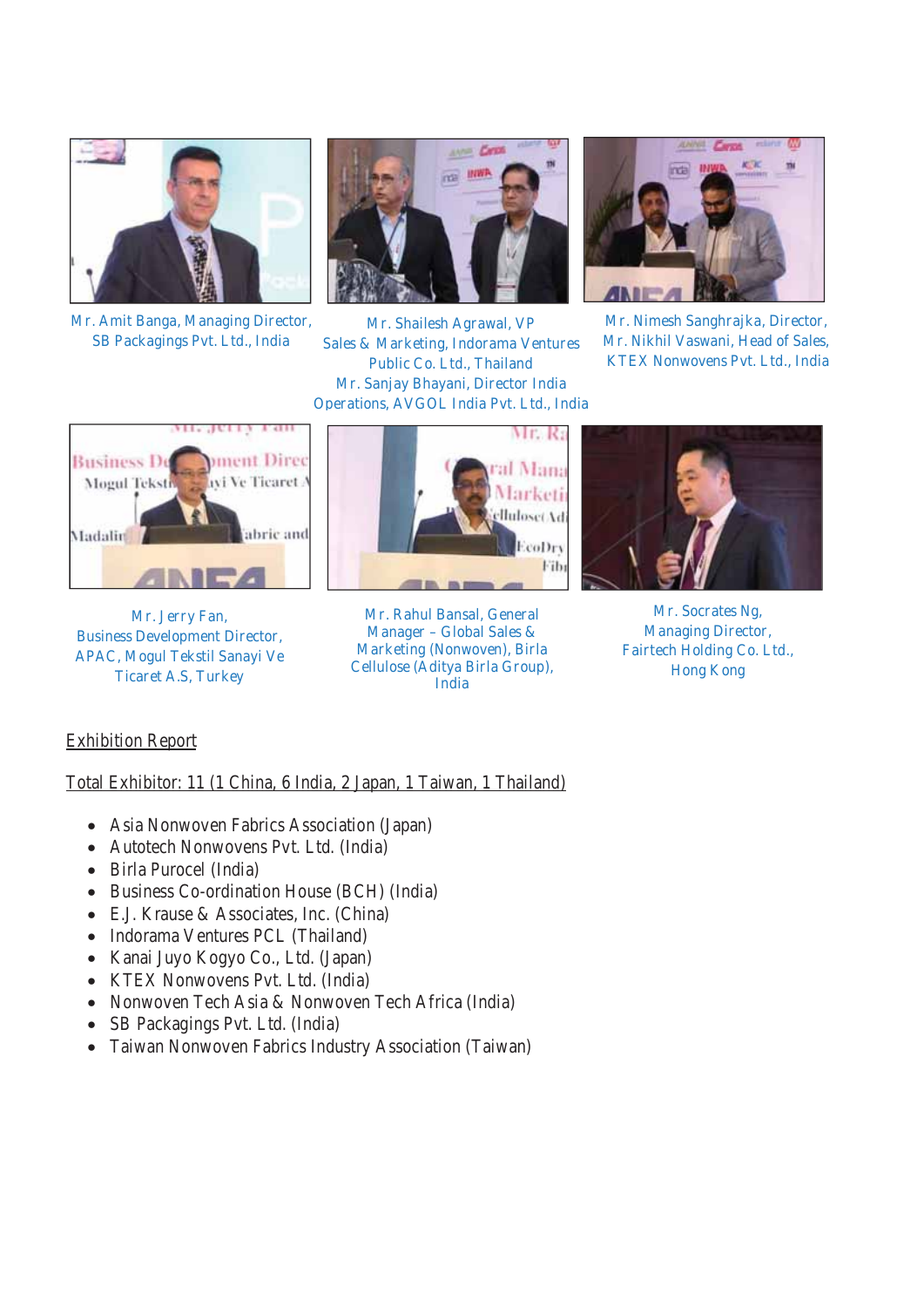Mr. Amit Banga, Managing Director, SB Packagings Pvt. Ltd., India

Mr. Shailesh Agrawal, VP Sales & Marketing, Indorama Ventures Public Co. Ltd., Thailand
Mr. Sanjay Bhayani, Director India Operations, AVGOL India Pvt. Ltd., India

Mr. Nimesh Sanghrajka, Director, Mr. Nikhil Vaswani, Head of Sales, KTEX Nonwovens Pvt. Ltd., India

Mr. Jerry Fan, Business Development Director, APAC, Mogul Tekstil Sanayi Ve Ticaret A.S, Turkey

Mr. Rahul Bansal, General Manager – Global Sales & Marketing (Nonwoven), Birla Cellulose (Aditya Birla Group), India

Mr. Socrates Ng, Managing Director, Fairtech Holding Co. Ltd., Hong Kong

## Exhibition Report

Total Exhibitor: 11 (1 China, 6 India, 2 Japan, 1 Taiwan, 1 Thailand)

- Asia Nonwoven Fabrics Association (Japan)
- Autotech Nonwovens Pvt. Ltd. (India)
- Birla Purocel (India)
- Business Co-ordination House (BCH) (India)
- E.J. Krause & Associates, Inc. (China)
- Indorama Ventures PCL (Thailand)
- Kanai Juyo Kogyo Co., Ltd. (Japan)
- KTEX Nonwovens Pvt. Ltd. (India)
- Nonwoven Tech Asia & Nonwoven Tech Africa (India)
- SB Packagings Pvt. Ltd. (India)
- Taiwan Nonwoven Fabrics Industry Association (Taiwan)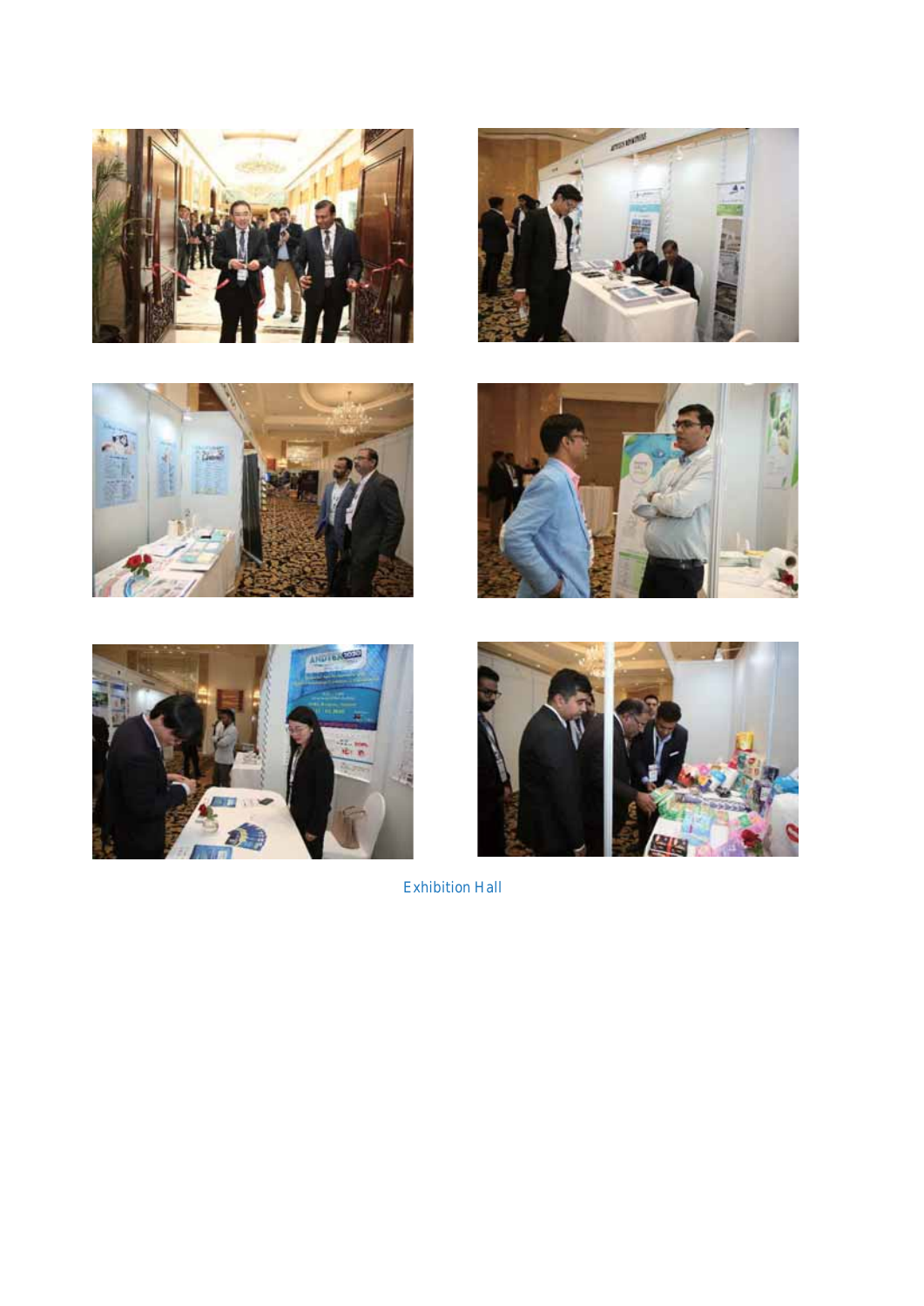Exhibition Hall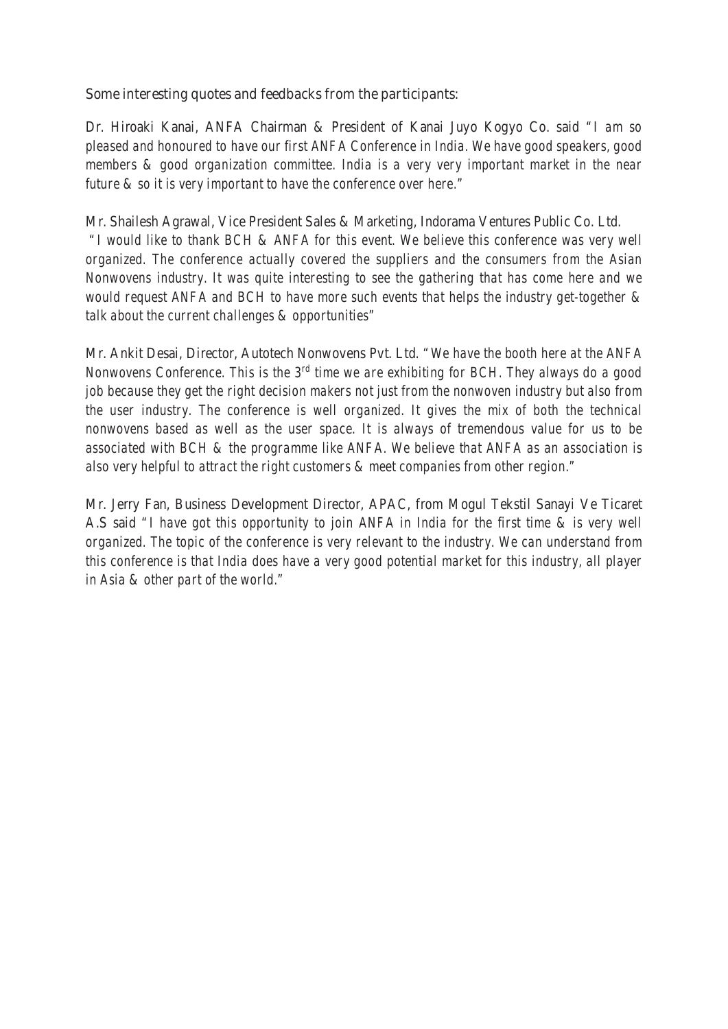Some interesting quotes and feedbacks from the participants:

Dr. Hiroaki Kanai, ANFA Chairman & President of Kanai Juyo Kogyo Co. said *"I am so pleased and honoured to have our first ANFA Conference in India. We have good speakers, good members & good organization committee. India is a very very important market in the near future & so it is very important to have the conference over here."*

Mr. Shailesh Agrawal, Vice President Sales & Marketing, Indorama Ventures Public Co. Ltd. *"I would like to thank BCH & ANFA for this event. We believe this conference was very well organized. The conference actually covered the suppliers and the consumers from the Asian Nonwovens industry. It was quite interesting to see the gathering that has come here and we would request ANFA and BCH to have more such events that helps the industry get-together & talk about the current challenges & opportunities"*

Mr. Ankit Desai, Director, Autotech Nonwovens Pvt. Ltd. *"We have the booth here at the ANFA Nonwovens Conference. This is the 3rd time we are exhibiting for BCH. They always do a good job because they get the right decision makers not just from the nonwoven industry but also from the user industry. The conference is well organized. It gives the mix of both the technical nonwovens based as well as the user space. It is always of tremendous value for us to be associated with BCH & the programme like ANFA. We believe that ANFA as an association is also very helpful to attract the right customers & meet companies from other region."*

Mr. Jerry Fan, Business Development Director, APAC, from Mogul Tekstil Sanayi Ve Ticaret A.S said *"I have got this opportunity to join ANFA in India for the first time & is very well organized. The topic of the conference is very relevant to the industry. We can understand from this conference is that India does have a very good potential market for this industry, all player in Asia & other part of the world."*